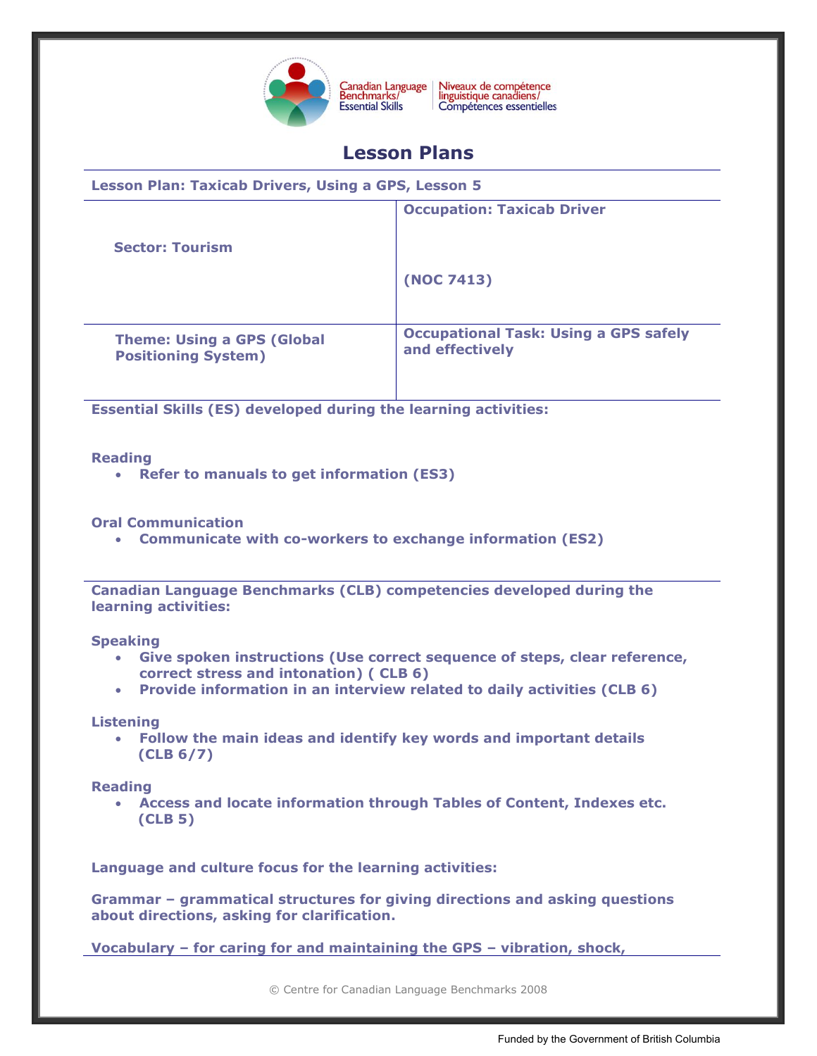Canadian Language Benchmarks/ Essential Skills | Niveaux de compétence linguistique canadiens/ Compétences essentielles

# Lesson Plans

**Lesson Plan: Taxicab Drivers, Using a GPS, Lesson 5**

| | |
|---|---|
| **Sector: Tourism** | **Occupation: Taxicab Driver** <br><br> **(NOC 7413)** |
| **Theme: Using a GPS (Global Positioning System)** | **Occupational Task: Using a GPS safely and effectively** |

**Essential Skills (ES) developed during the learning activities:**

**Reading**
- **Refer to manuals to get information (ES3)**

**Oral Communication**
- **Communicate with co-workers to exchange information (ES2)**

**Canadian Language Benchmarks (CLB) competencies developed during the learning activities:**

**Speaking**
- **Give spoken instructions (Use correct sequence of steps, clear reference, correct stress and intonation) ( CLB 6)**
- **Provide information in an interview related to daily activities (CLB 6)**

**Listening**
- **Follow the main ideas and identify key words and important details (CLB 6/7)**

**Reading**
- **Access and locate information through Tables of Content, Indexes etc. (CLB 5)**

**Language and culture focus for the learning activities:**

**Grammar – grammatical structures for giving directions and asking questions about directions, asking for clarification.**

**Vocabulary – for caring for and maintaining the GPS – vibration, shock,**

© Centre for Canadian Language Benchmarks 2008

Funded by the Government of British Columbia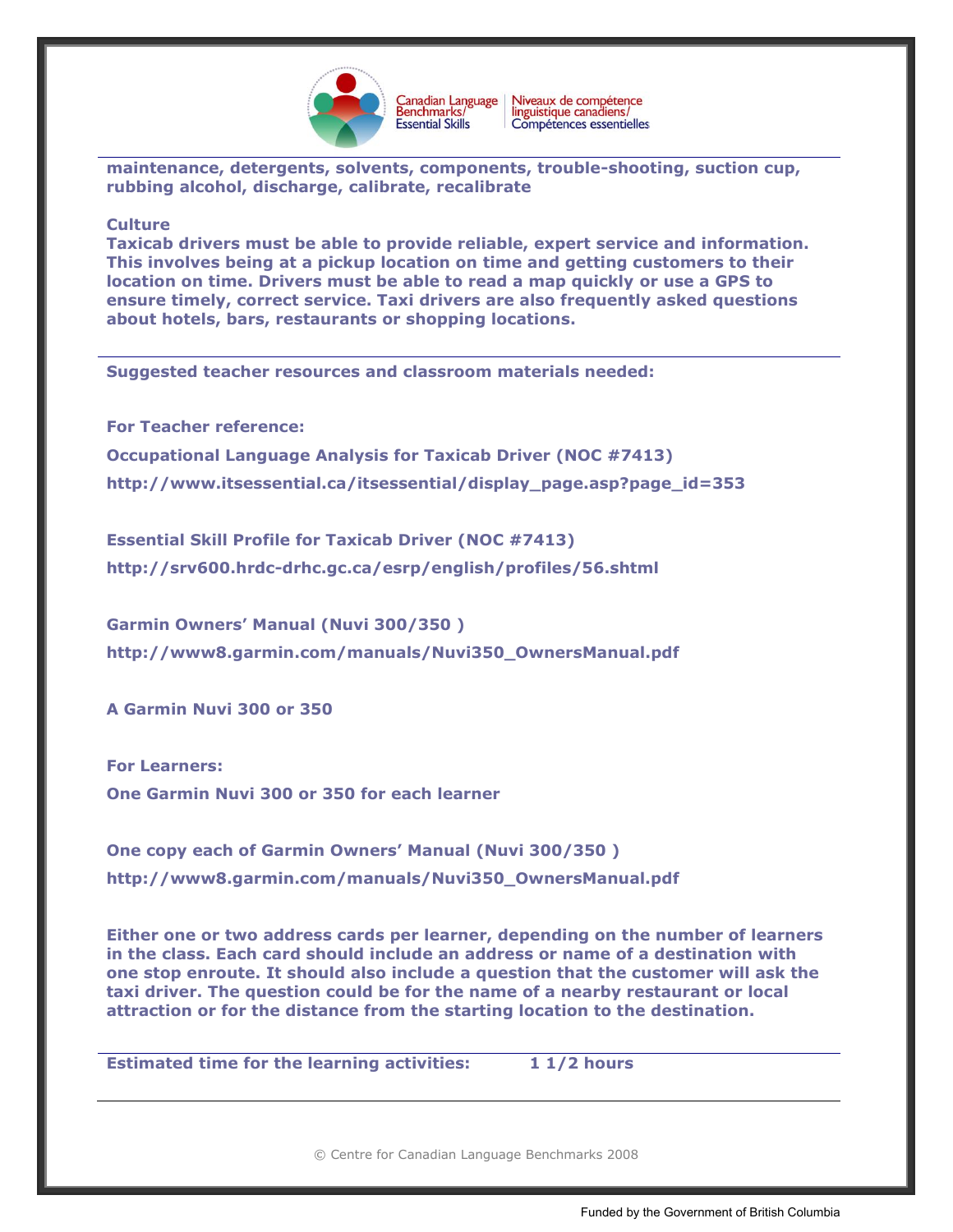maintenance, detergents, solvents, components, trouble-shooting, suction cup, rubbing alcohol, discharge, calibrate, recalibrate

**Culture**

Taxicab drivers must be able to provide reliable, expert service and information. This involves being at a pickup location on time and getting customers to their location on time. Drivers must be able to read a map quickly or use a GPS to ensure timely, correct service. Taxi drivers are also frequently asked questions about hotels, bars, restaurants or shopping locations.

---

**Suggested teacher resources and classroom materials needed:**

**For Teacher reference:**

Occupational Language Analysis for Taxicab Driver (NOC #7413)

http://www.itsessential.ca/itsessential/display_page.asp?page_id=353

Essential Skill Profile for Taxicab Driver (NOC #7413)

http://srv600.hrdc-drhc.gc.ca/esrp/english/profiles/56.shtml

Garmin Owners' Manual (Nuvi 300/350 )

http://www8.garmin.com/manuals/Nuvi350_OwnersManual.pdf

A Garmin Nuvi 300 or 350

**For Learners:**

One Garmin Nuvi 300 or 350 for each learner

One copy each of Garmin Owners' Manual (Nuvi 300/350 )

http://www8.garmin.com/manuals/Nuvi350_OwnersManual.pdf

Either one or two address cards per learner, depending on the number of learners in the class. Each card should include an address or name of a destination with one stop enroute. It should also include a question that the customer will ask the taxi driver. The question could be for the name of a nearby restaurant or local attraction or for the distance from the starting location to the destination.

---

**Estimated time for the learning activities:** 1 1/2 hours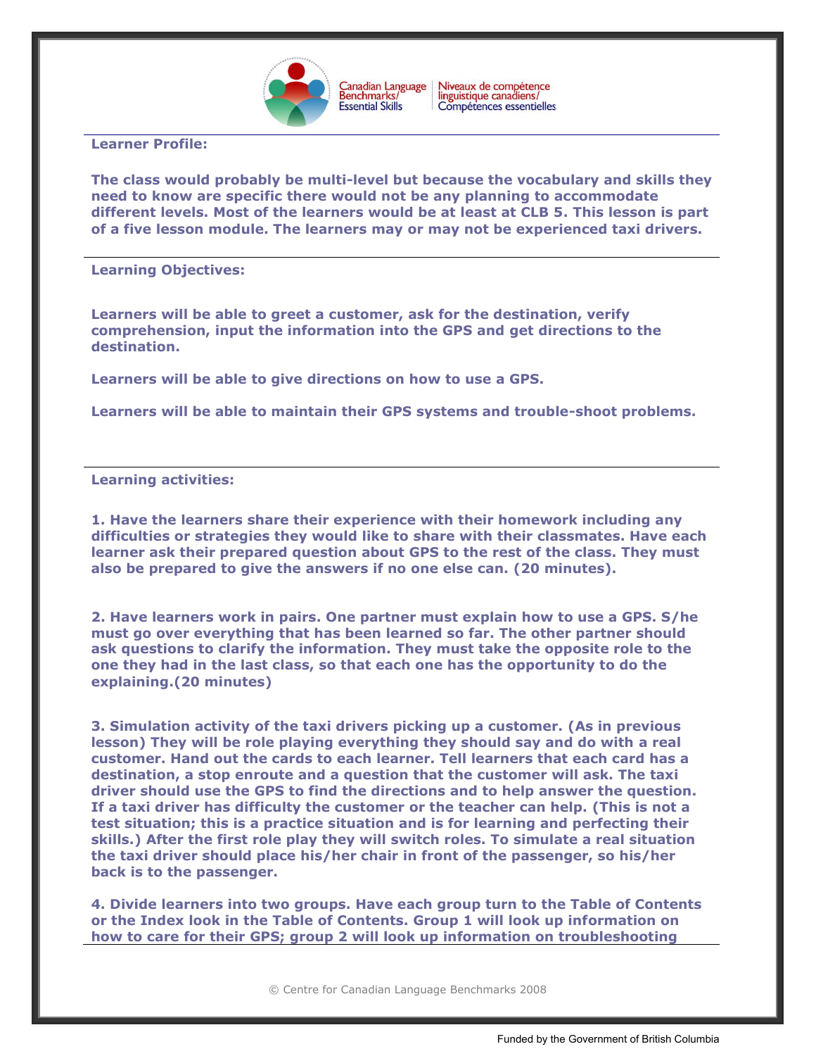**Learner Profile:**

**The class would probably be multi-level but because the vocabulary and skills they need to know are specific there would not be any planning to accommodate different levels. Most of the learners would be at least at CLB 5. This lesson is part of a five lesson module. The learners may or may not be experienced taxi drivers.**

**Learning Objectives:**

**Learners will be able to greet a customer, ask for the destination, verify comprehension, input the information into the GPS and get directions to the destination.**

**Learners will be able to give directions on how to use a GPS.**

**Learners will be able to maintain their GPS systems and trouble-shoot problems.**

**Learning activities:**

**1. Have the learners share their experience with their homework including any difficulties or strategies they would like to share with their classmates. Have each learner ask their prepared question about GPS to the rest of the class. They must also be prepared to give the answers if no one else can. (20 minutes).**

**2. Have learners work in pairs. One partner must explain how to use a GPS. S/he must go over everything that has been learned so far. The other partner should ask questions to clarify the information. They must take the opposite role to the one they had in the last class, so that each one has the opportunity to do the explaining.(20 minutes)**

**3. Simulation activity of the taxi drivers picking up a customer. (As in previous lesson) They will be role playing everything they should say and do with a real customer. Hand out the cards to each learner. Tell learners that each card has a destination, a stop enroute and a question that the customer will ask. The taxi driver should use the GPS to find the directions and to help answer the question. If a taxi driver has difficulty the customer or the teacher can help. (This is not a test situation; this is a practice situation and is for learning and perfecting their skills.) After the first role play they will switch roles. To simulate a real situation the taxi driver should place his/her chair in front of the passenger, so his/her back is to the passenger.**

**4. Divide learners into two groups. Have each group turn to the Table of Contents or the Index look in the Table of Contents. Group 1 will look up information on how to care for their GPS; group 2 will look up information on troubleshooting**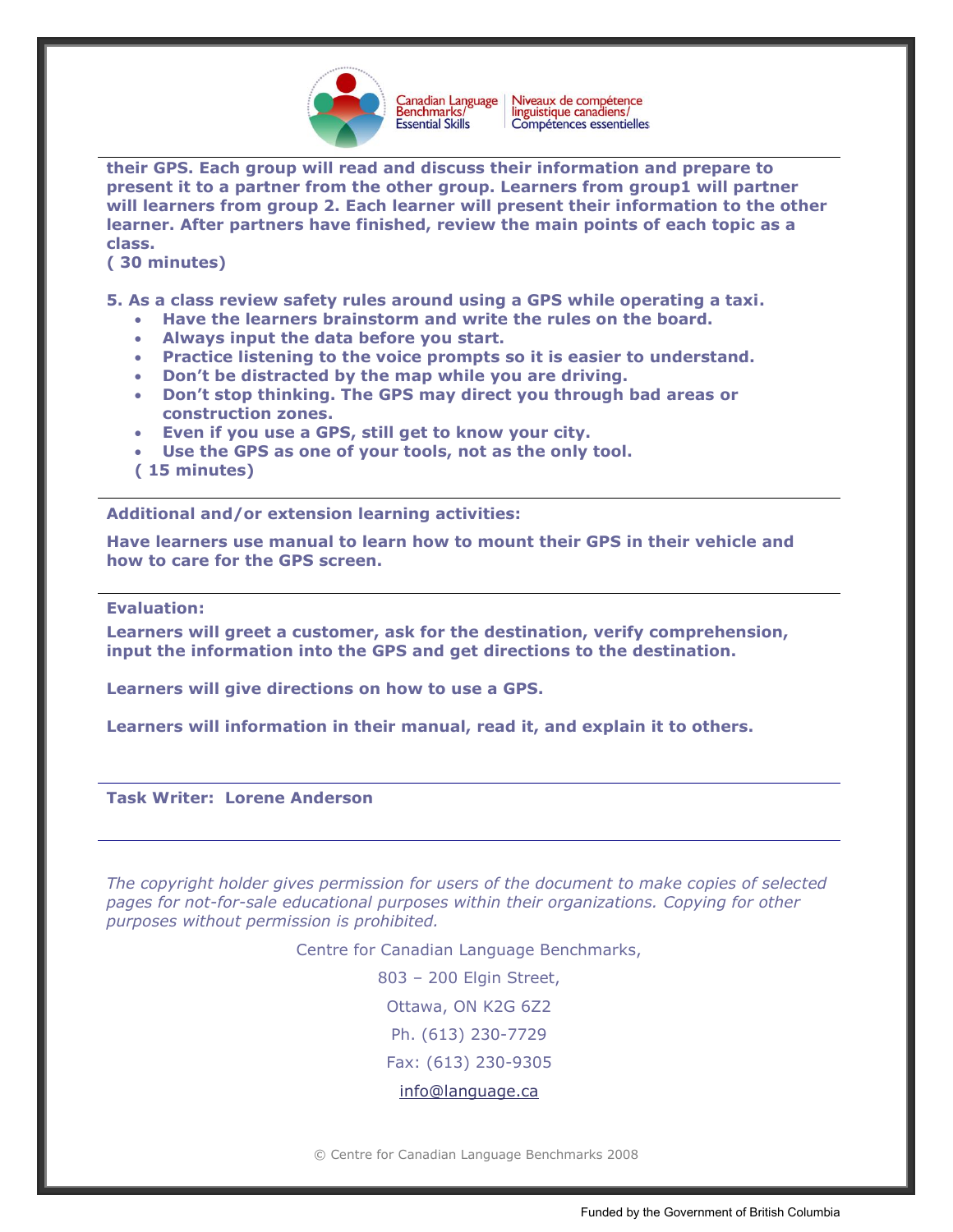**their GPS. Each group will read and discuss their information and prepare to present it to a partner from the other group. Learners from group1 will partner will learners from group 2. Each learner will present their information to the other learner. After partners have finished, review the main points of each topic as a class.**
**( 30 minutes)**

**5. As a class review safety rules around using a GPS while operating a taxi.**

- **Have the learners brainstorm and write the rules on the board.**
- **Always input the data before you start.**
- **Practice listening to the voice prompts so it is easier to understand.**
- **Don't be distracted by the map while you are driving.**
- **Don't stop thinking. The GPS may direct you through bad areas or construction zones.**
- **Even if you use a GPS, still get to know your city.**
- **Use the GPS as one of your tools, not as the only tool.**

**( 15 minutes)**

---

**Additional and/or extension learning activities:**

**Have learners use manual to learn how to mount their GPS in their vehicle and how to care for the GPS screen.**

---

**Evaluation:**

**Learners will greet a customer, ask for the destination, verify comprehension, input the information into the GPS and get directions to the destination.**

**Learners will give directions on how to use a GPS.**

**Learners will information in their manual, read it, and explain it to others.**

---

**Task Writer: Lorene Anderson**

---

*The copyright holder gives permission for users of the document to make copies of selected pages for not-for-sale educational purposes within their organizations. Copying for other purposes without permission is prohibited.*

Centre for Canadian Language Benchmarks,

803 – 200 Elgin Street,

Ottawa, ON K2G 6Z2

Ph. (613) 230-7729

Fax: (613) 230-9305

info@language.ca

© Centre for Canadian Language Benchmarks 2008

Funded by the Government of British Columbia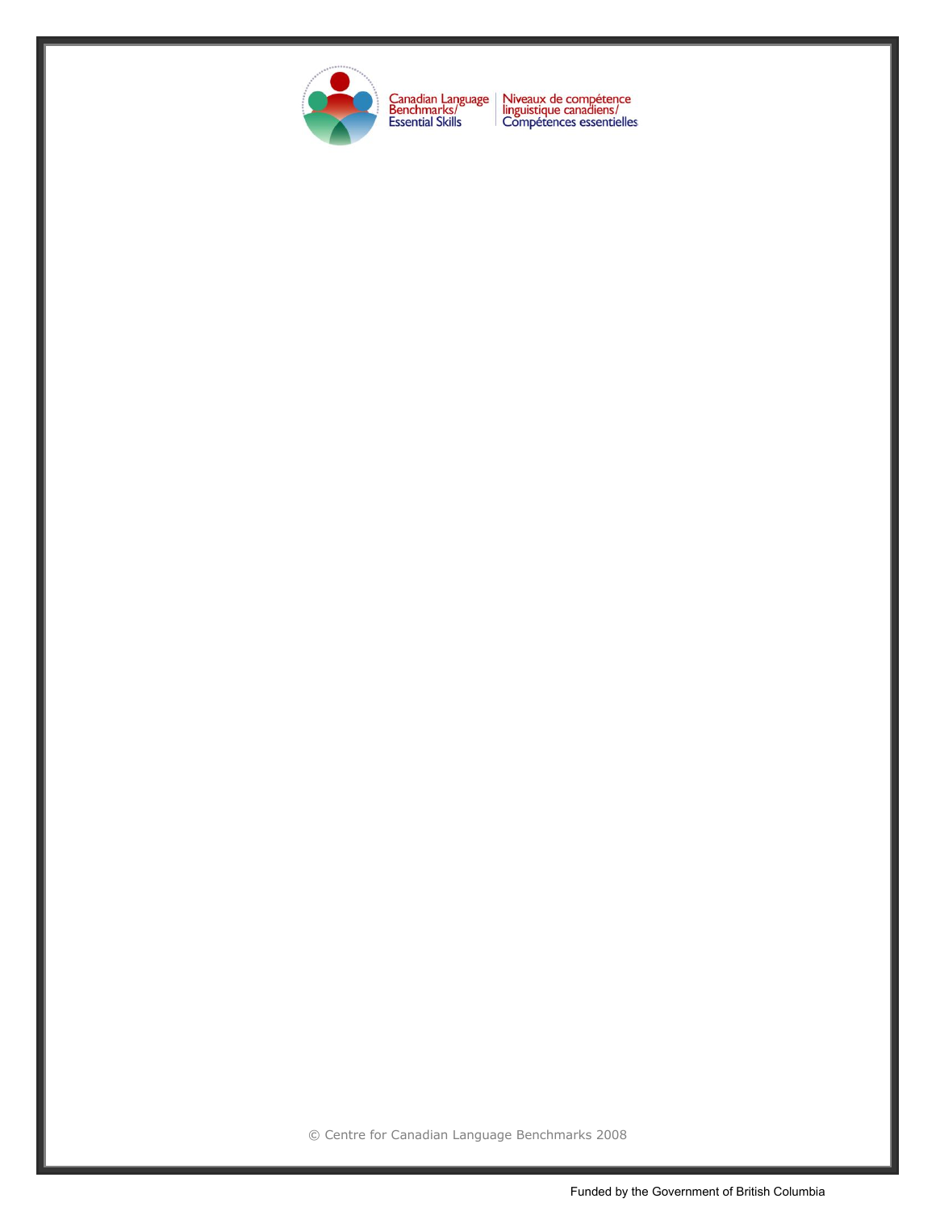Canadian Language Benchmarks/Essential Skills

Niveaux de compétence linguistique canadiens/Compétences essentielles

© Centre for Canadian Language Benchmarks 2008

Funded by the Government of British Columbia